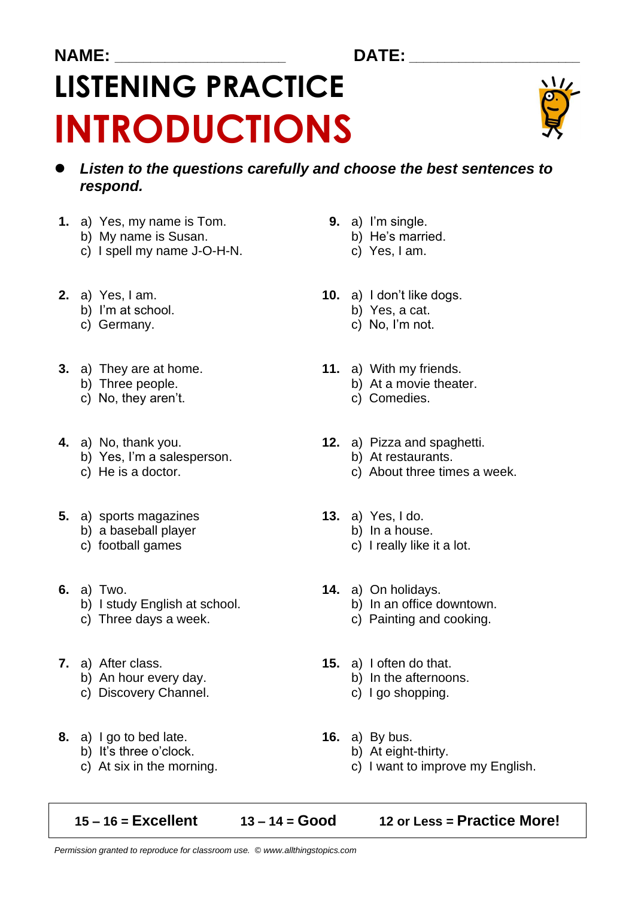NAME: ___________________ DATE: ___________________

# LISTENING PRACTICE
# INTRODUCTIONS

- ***Listen to the questions carefully and choose the best sentences to respond.***

**1.** a) Yes, my name is Tom.
b) My name is Susan.
c) I spell my name J-O-H-N.

**2.** a) Yes, I am.
b) I'm at school.
c) Germany.

**3.** a) They are at home.
b) Three people.
c) No, they aren't.

**4.** a) No, thank you.
b) Yes, I'm a salesperson.
c) He is a doctor.

**5.** a) sports magazines
b) a baseball player
c) football games

**6.** a) Two.
b) I study English at school.
c) Three days a week.

**7.** a) After class.
b) An hour every day.
c) Discovery Channel.

**8.** a) I go to bed late.
b) It's three o'clock.
c) At six in the morning.

**9.** a) I'm single.
b) He's married.
c) Yes, I am.

**10.** a) I don't like dogs.
b) Yes, a cat.
c) No, I'm not.

**11.** a) With my friends.
b) At a movie theater.
c) Comedies.

**12.** a) Pizza and spaghetti.
b) At restaurants.
c) About three times a week.

**13.** a) Yes, I do.
b) In a house.
c) I really like it a lot.

**14.** a) On holidays.
b) In an office downtown.
c) Painting and cooking.

**15.** a) I often do that.
b) In the afternoons.
c) I go shopping.

**16.** a) By bus.
b) At eight-thirty.
c) I want to improve my English.

| 15 – 16 = **Excellent** | 13 – 14 = **Good** | 12 or Less = **Practice More!** |
|---|---|---|

*Permission granted to reproduce for classroom use. © www.allthingstopics.com*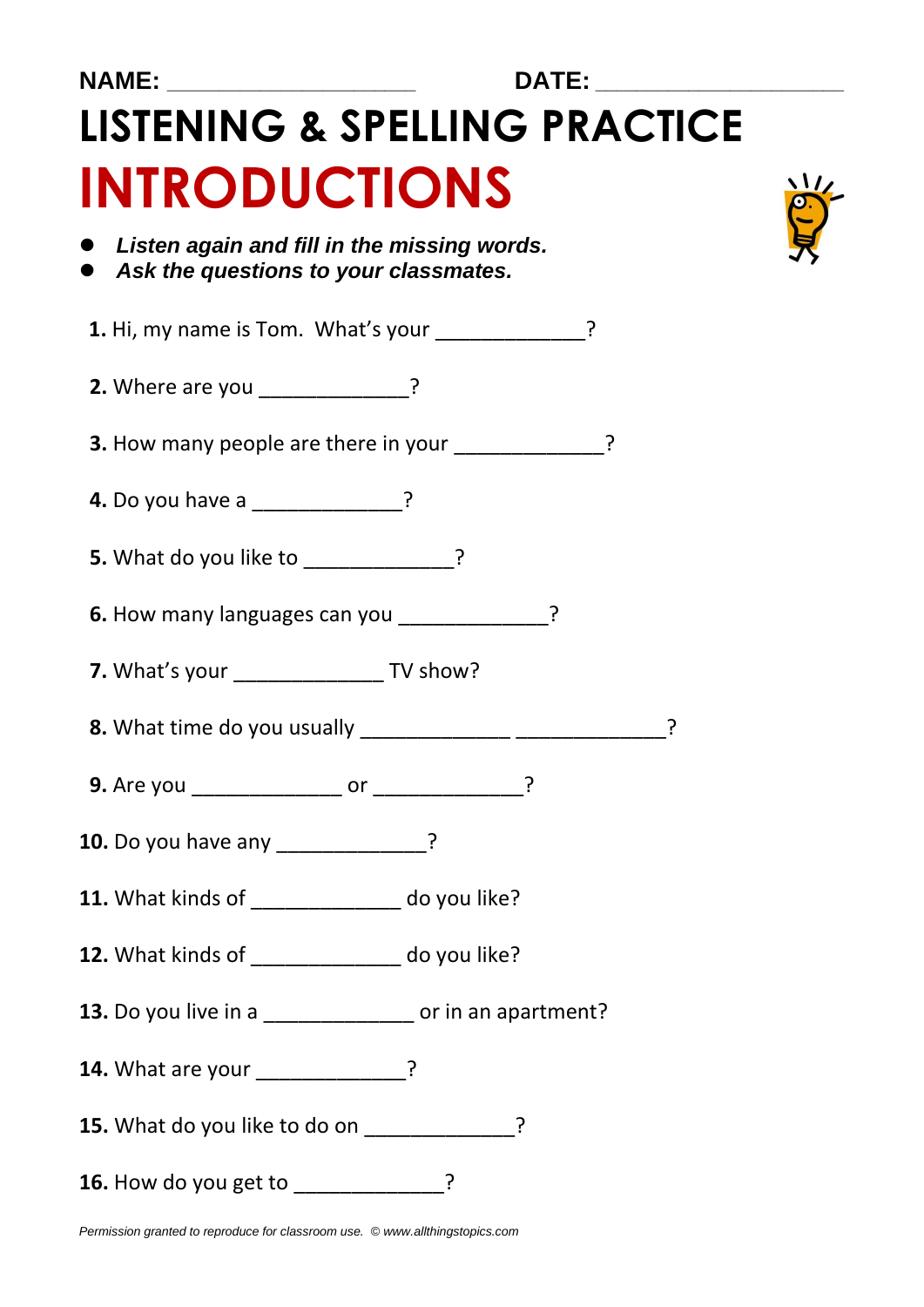NAME: ___________________ DATE: ___________________

# LISTENING & SPELLING PRACTICE

# INTRODUCTIONS

- ***Listen again and fill in the missing words.***
- ***Ask the questions to your classmates.***

**1.** Hi, my name is Tom. What's your _____________?

**2.** Where are you _____________?

**3.** How many people are there in your _____________?

**4.** Do you have a _____________?

**5.** What do you like to _____________?

**6.** How many languages can you _____________?

**7.** What's your _____________ TV show?

**8.** What time do you usually _____________ _____________?

**9.** Are you _____________ or _____________?

**10.** Do you have any _____________?

**11.** What kinds of _____________ do you like?

**12.** What kinds of _____________ do you like?

**13.** Do you live in a _____________ or in an apartment?

**14.** What are your _____________?

**15.** What do you like to do on _____________?

**16.** How do you get to _____________?

*Permission granted to reproduce for classroom use. © www.allthingstopics.com*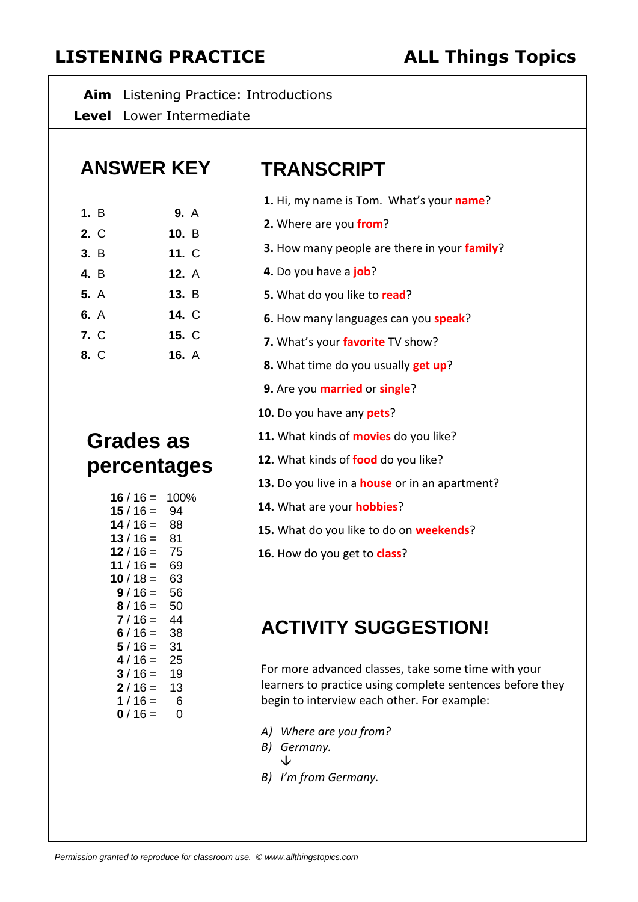**LISTENING PRACTICE** **ALL Things Topics**

**Aim** Listening Practice: Introductions

**Level** Lower Intermediate

## ANSWER KEY

| | | | |
|---|---|---|---|
| **1.** | B | **9.** | A |
| **2.** | C | **10.** | B |
| **3.** | B | **11.** | C |
| **4.** | B | **12.** | A |
| **5.** | A | **13.** | B |
| **6.** | A | **14.** | C |
| **7.** | C | **15.** | C |
| **8.** | C | **16.** | A |

## Grades as percentages

| | |
|---|---|
| **16** / 16 = | 100% |
| **15** / 16 = | 94 |
| **14** / 16 = | 88 |
| **13** / 16 = | 81 |
| **12** / 16 = | 75 |
| **11** / 16 = | 69 |
| **10** / 18 = | 63 |
| **9** / 16 = | 56 |
| **8** / 16 = | 50 |
| **7** / 16 = | 44 |
| **6** / 16 = | 38 |
| **5** / 16 = | 31 |
| **4** / 16 = | 25 |
| **3** / 16 = | 19 |
| **2** / 16 = | 13 |
| **1** / 16 = | 6 |
| **0** / 16 = | 0 |

## TRANSCRIPT

**1.** Hi, my name is Tom. What's your **name**?

**2.** Where are you **from**?

**3.** How many people are there in your **family**?

**4.** Do you have a **job**?

**5.** What do you like to **read**?

**6.** How many languages can you **speak**?

**7.** What's your **favorite** TV show?

**8.** What time do you usually **get up**?

**9.** Are you **married** or **single**?

**10.** Do you have any **pets**?

**11.** What kinds of **movies** do you like?

**12.** What kinds of **food** do you like?

**13.** Do you live in a **house** or in an apartment?

**14.** What are your **hobbies**?

**15.** What do you like to do on **weekends**?

**16.** How do you get to **class**?

## ACTIVITY SUGGESTION!

For more advanced classes, take some time with your learners to practice using complete sentences before they begin to interview each other. For example:

*A) Where are you from?*
*B) Germany.*
↓
*B) I'm from Germany.*

*Permission granted to reproduce for classroom use. © www.allthingstopics.com*